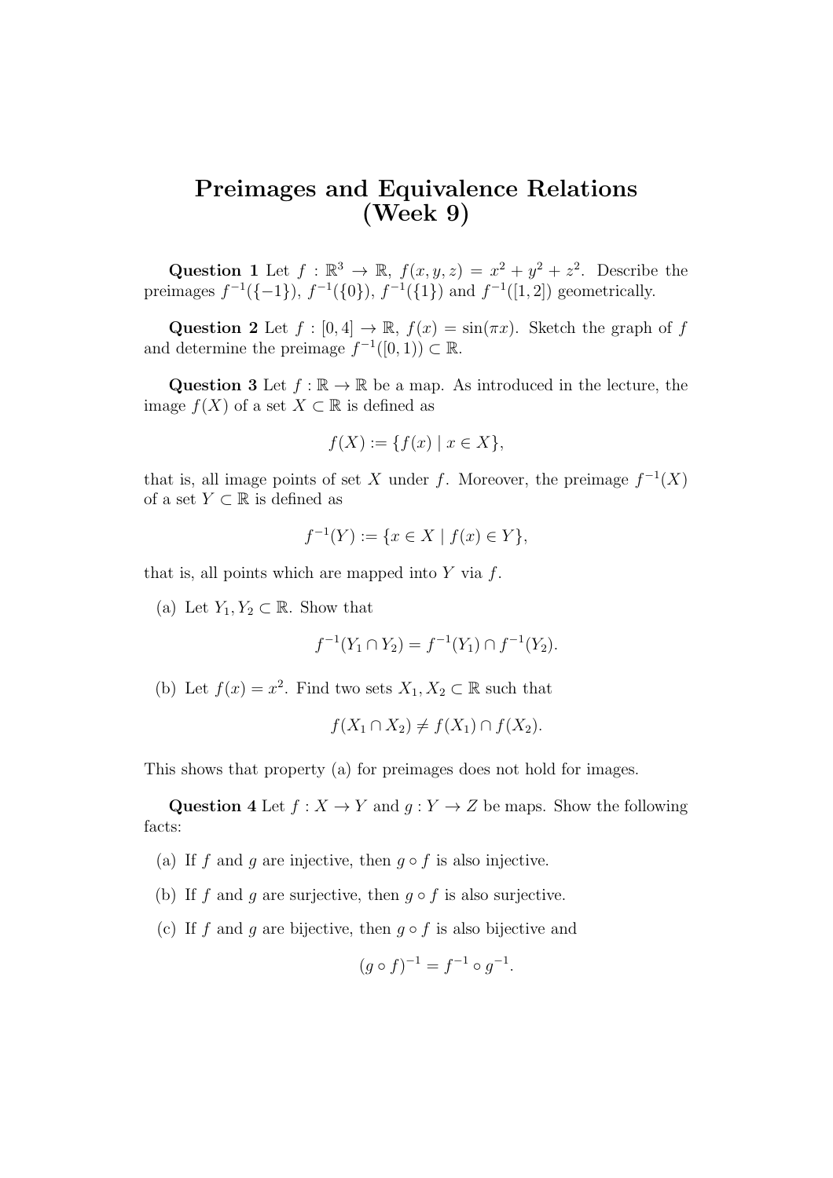# Preimages and Equivalence Relations (Week 9)

**Question 1** Let $f : \mathbb{R}^3 \to \mathbb{R}$, $f(x, y, z) = x^2 + y^2 + z^2$. Describe the preimages $f^{-1}(\{-1\})$, $f^{-1}(\{0\})$, $f^{-1}(\{1\})$ and $f^{-1}([1, 2])$ geometrically.

**Question 2** Let $f : [0, 4] \to \mathbb{R}$, $f(x) = \sin(\pi x)$. Sketch the graph of $f$ and determine the preimage $f^{-1}([0, 1)) \subset \mathbb{R}$.

**Question 3** Let $f : \mathbb{R} \to \mathbb{R}$ be a map. As introduced in the lecture, the image $f(X)$ of a set $X \subset \mathbb{R}$ is defined as

$$f(X) := \{f(x) \mid x \in X\},$$

that is, all image points of set $X$ under $f$. Moreover, the preimage $f^{-1}(X)$ of a set $Y \subset \mathbb{R}$ is defined as

$$f^{-1}(Y) := \{x \in X \mid f(x) \in Y\},$$

that is, all points which are mapped into $Y$ via $f$.

(a) Let $Y_1, Y_2 \subset \mathbb{R}$. Show that

$$f^{-1}(Y_1 \cap Y_2) = f^{-1}(Y_1) \cap f^{-1}(Y_2).$$

(b) Let $f(x) = x^2$. Find two sets $X_1, X_2 \subset \mathbb{R}$ such that

$$f(X_1 \cap X_2) \neq f(X_1) \cap f(X_2).$$

This shows that property (a) for preimages does not hold for images.

**Question 4** Let $f : X \to Y$ and $g : Y \to Z$ be maps. Show the following facts:

(a) If $f$ and $g$ are injective, then $g \circ f$ is also injective.

(b) If $f$ and $g$ are surjective, then $g \circ f$ is also surjective.

(c) If $f$ and $g$ are bijective, then $g \circ f$ is also bijective and

$$(g \circ f)^{-1} = f^{-1} \circ g^{-1}.$$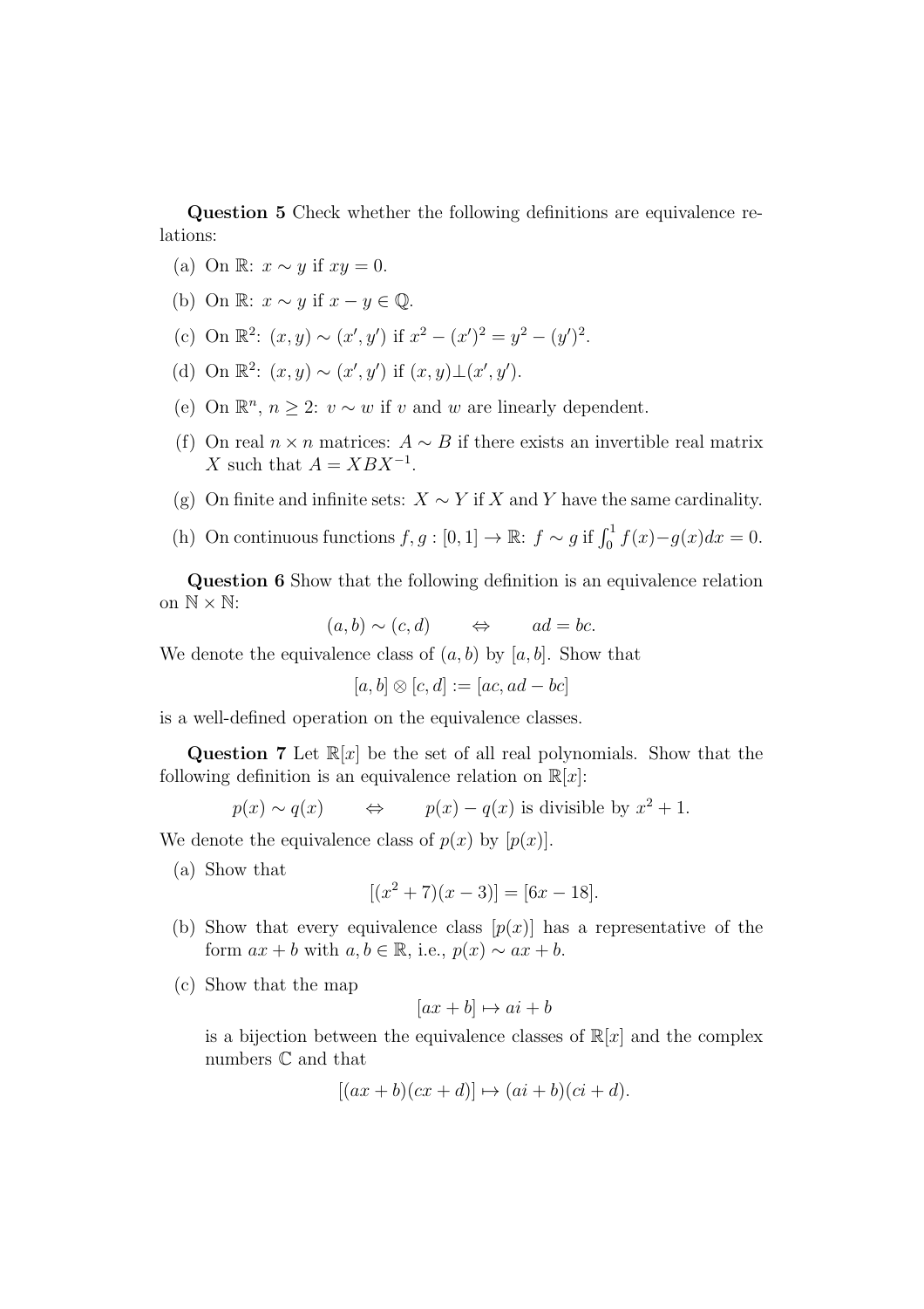**Question 5** Check whether the following definitions are equivalence relations:

(a) On $\mathbb{R}$: $x \sim y$ if $xy = 0$.

(b) On $\mathbb{R}$: $x \sim y$ if $x - y \in \mathbb{Q}$.

(c) On $\mathbb{R}^2$: $(x, y) \sim (x', y')$ if $x^2 - (x')^2 = y^2 - (y')^2$.

(d) On $\mathbb{R}^2$: $(x, y) \sim (x', y')$ if $(x, y) \perp (x', y')$.

(e) On $\mathbb{R}^n$, $n \geq 2$: $v \sim w$ if $v$ and $w$ are linearly dependent.

(f) On real $n \times n$ matrices: $A \sim B$ if there exists an invertible real matrix $X$ such that $A = XBX^{-1}$.

(g) On finite and infinite sets: $X \sim Y$ if $X$ and $Y$ have the same cardinality.

(h) On continuous functions $f, g : [0, 1] \to \mathbb{R}$: $f \sim g$ if $\int_0^1 f(x) - g(x) dx = 0$.

**Question 6** Show that the following definition is an equivalence relation on $\mathbb{N} \times \mathbb{N}$:

$$(a, b) \sim (c, d) \qquad \Leftrightarrow \qquad ad = bc.$$

We denote the equivalence class of $(a, b)$ by $[a, b]$. Show that

$$[a, b] \otimes [c, d] := [ac, ad - bc]$$

is a well-defined operation on the equivalence classes.

**Question 7** Let $\mathbb{R}[x]$ be the set of all real polynomials. Show that the following definition is an equivalence relation on $\mathbb{R}[x]$:

$$p(x) \sim q(x) \qquad \Leftrightarrow \qquad p(x) - q(x) \text{ is divisible by } x^2 + 1.$$

We denote the equivalence class of $p(x)$ by $[p(x)]$.

(a) Show that

$$[(x^2 + 7)(x - 3)] = [6x - 18].$$

(b) Show that every equivalence class $[p(x)]$ has a representative of the form $ax + b$ with $a, b \in \mathbb{R}$, i.e., $p(x) \sim ax + b$.

(c) Show that the map

$$[ax + b] \mapsto ai + b$$

is a bijection between the equivalence classes of $\mathbb{R}[x]$ and the complex numbers $\mathbb{C}$ and that

$$[(ax + b)(cx + d)] \mapsto (ai + b)(ci + d).$$